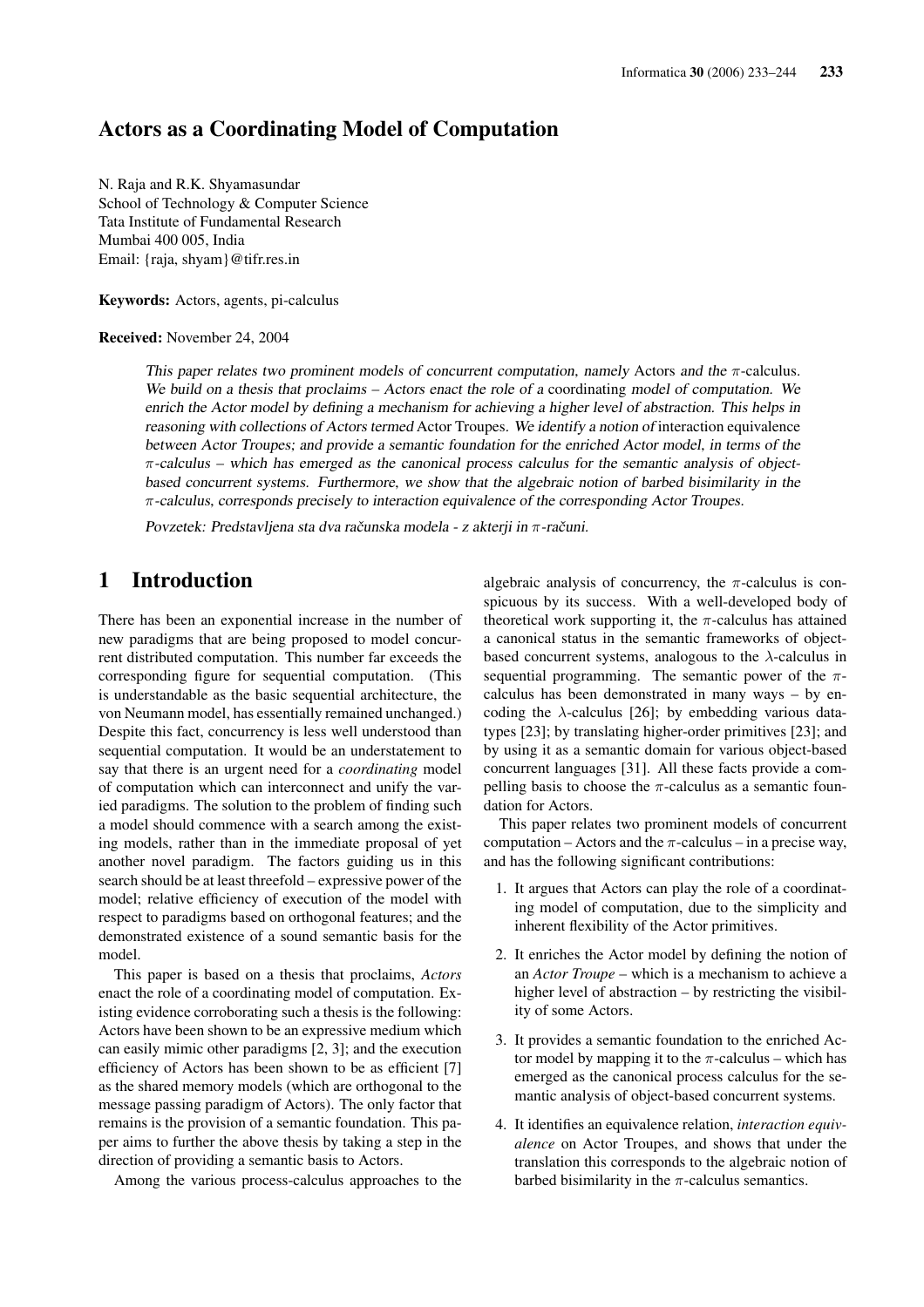# Actors as a Coordinating Model of Computation

N. Raja and R.K. Shyamasundar
School of Technology & Computer Science
Tata Institute of Fundamental Research
Mumbai 400 005, India
Email: {raja, shyam}@tifr.res.in

**Keywords:** Actors, agents, pi-calculus

**Received:** November 24, 2004

*This paper relates two prominent models of concurrent computation, namely* Actors *and the* $\pi$*-calculus. We build on a thesis that proclaims – Actors enact the role of a* coordinating *model of computation. We enrich the Actor model by defining a mechanism for achieving a higher level of abstraction. This helps in reasoning with collections of Actors termed* Actor Troupes*. We identify a notion of* interaction equivalence *between Actor Troupes; and provide a semantic foundation for the enriched Actor model, in terms of the* $\pi$*-calculus – which has emerged as the canonical process calculus for the semantic analysis of object-based concurrent systems. Furthermore, we show that the algebraic notion of barbed bisimilarity in the* $\pi$*-calculus, corresponds precisely to interaction equivalence of the corresponding Actor Troupes.*

*Povzetek: Predstavljena sta dva računska modela - z akterji in* $\pi$*-računi.*

## 1 Introduction

There has been an exponential increase in the number of new paradigms that are being proposed to model concurrent distributed computation. This number far exceeds the corresponding figure for sequential computation. (This is understandable as the basic sequential architecture, the von Neumann model, has essentially remained unchanged.) Despite this fact, concurrency is less well understood than sequential computation. It would be an understatement to say that there is an urgent need for a *coordinating* model of computation which can interconnect and unify the varied paradigms. The solution to the problem of finding such a model should commence with a search among the existing models, rather than in the immediate proposal of yet another novel paradigm. The factors guiding us in this search should be at least threefold – expressive power of the model; relative efficiency of execution of the model with respect to paradigms based on orthogonal features; and the demonstrated existence of a sound semantic basis for the model.

This paper is based on a thesis that proclaims, *Actors* enact the role of a coordinating model of computation. Existing evidence corroborating such a thesis is the following: Actors have been shown to be an expressive medium which can easily mimic other paradigms [2, 3]; and the execution efficiency of Actors has been shown to be as efficient [7] as the shared memory models (which are orthogonal to the message passing paradigm of Actors). The only factor that remains is the provision of a semantic foundation. This paper aims to further the above thesis by taking a step in the direction of providing a semantic basis to Actors.

Among the various process-calculus approaches to the algebraic analysis of concurrency, the $\pi$-calculus is conspicuous by its success. With a well-developed body of theoretical work supporting it, the $\pi$-calculus has attained a canonical status in the semantic frameworks of object-based concurrent systems, analogous to the $\lambda$-calculus in sequential programming. The semantic power of the $\pi$-calculus has been demonstrated in many ways – by encoding the $\lambda$-calculus [26]; by embedding various datatypes [23]; by translating higher-order primitives [23]; and by using it as a semantic domain for various object-based concurrent languages [31]. All these facts provide a compelling basis to choose the $\pi$-calculus as a semantic foundation for Actors.

This paper relates two prominent models of concurrent computation – Actors and the $\pi$-calculus – in a precise way, and has the following significant contributions:

1. It argues that Actors can play the role of a coordinating model of computation, due to the simplicity and inherent flexibility of the Actor primitives.

2. It enriches the Actor model by defining the notion of an *Actor Troupe* – which is a mechanism to achieve a higher level of abstraction – by restricting the visibility of some Actors.

3. It provides a semantic foundation to the enriched Actor model by mapping it to the $\pi$-calculus – which has emerged as the canonical process calculus for the semantic analysis of object-based concurrent systems.

4. It identifies an equivalence relation, *interaction equivalence* on Actor Troupes, and shows that under the translation this corresponds to the algebraic notion of barbed bisimilarity in the $\pi$-calculus semantics.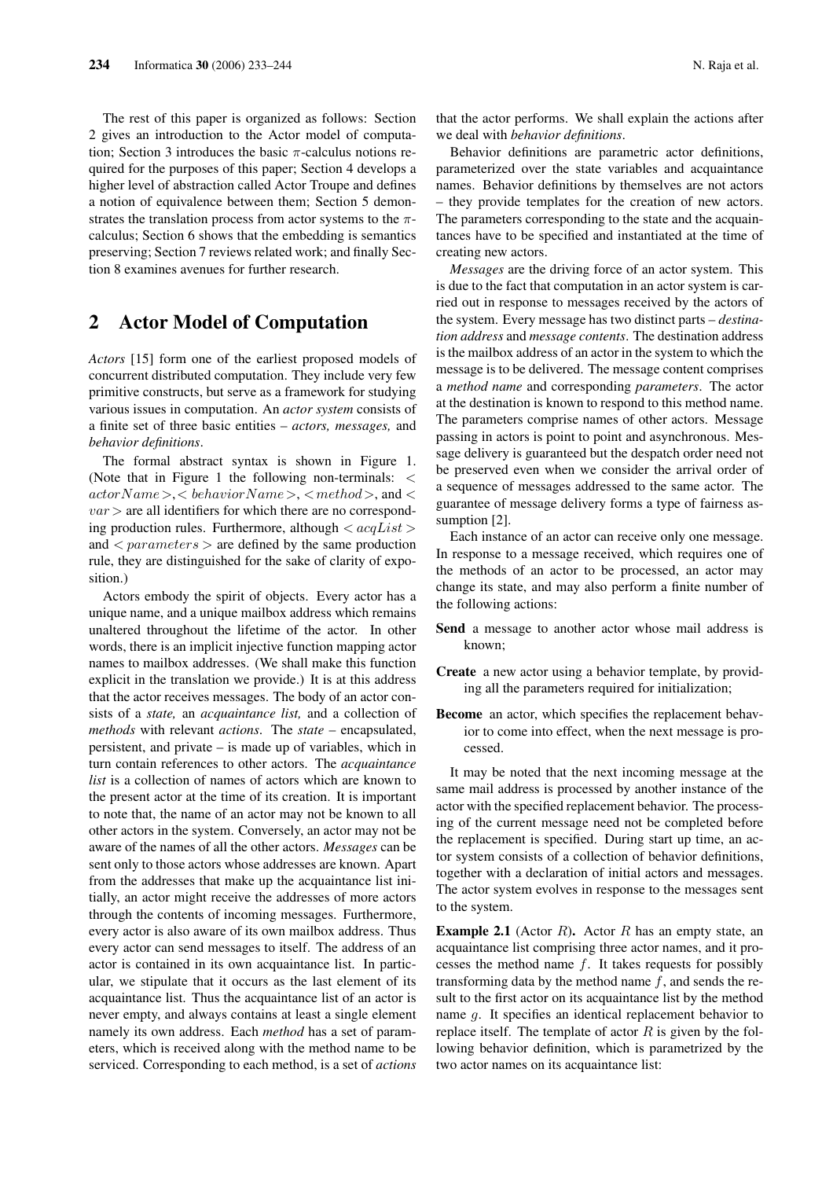The rest of this paper is organized as follows: Section 2 gives an introduction to the Actor model of computation; Section 3 introduces the basic $\pi$-calculus notions required for the purposes of this paper; Section 4 develops a higher level of abstraction called Actor Troupe and defines a notion of equivalence between them; Section 5 demonstrates the translation process from actor systems to the $\pi$-calculus; Section 6 shows that the embedding is semantics preserving; Section 7 reviews related work; and finally Section 8 examines avenues for further research.

## 2 Actor Model of Computation

*Actors* [15] form one of the earliest proposed models of concurrent distributed computation. They include very few primitive constructs, but serve as a framework for studying various issues in computation. An *actor system* consists of a finite set of three basic entities – *actors, messages,* and *behavior definitions*.

The formal abstract syntax is shown in Figure 1. (Note that in Figure 1 the following non-terminals: $< actorName >$, $< behaviorName >$, $< method >$, and $< var >$ are all identifiers for which there are no corresponding production rules. Furthermore, although $< acqList >$ and $< parameters >$ are defined by the same production rule, they are distinguished for the sake of clarity of exposition.)

Actors embody the spirit of objects. Every actor has a unique name, and a unique mailbox address which remains unaltered throughout the lifetime of the actor. In other words, there is an implicit injective function mapping actor names to mailbox addresses. (We shall make this function explicit in the translation we provide.) It is at this address that the actor receives messages. The body of an actor consists of a *state,* an *acquaintance list,* and a collection of *methods* with relevant *actions*. The *state* – encapsulated, persistent, and private – is made up of variables, which in turn contain references to other actors. The *acquaintance list* is a collection of names of actors which are known to the present actor at the time of its creation. It is important to note that, the name of an actor may not be known to all other actors in the system. Conversely, an actor may not be aware of the names of all the other actors. *Messages* can be sent only to those actors whose addresses are known. Apart from the addresses that make up the acquaintance list initially, an actor might receive the addresses of more actors through the contents of incoming messages. Furthermore, every actor is also aware of its own mailbox address. Thus every actor can send messages to itself. The address of an actor is contained in its own acquaintance list. In particular, we stipulate that it occurs as the last element of its acquaintance list. Thus the acquaintance list of an actor is never empty, and always contains at least a single element namely its own address. Each *method* has a set of parameters, which is received along with the method name to be serviced. Corresponding to each method, is a set of *actions* that the actor performs. We shall explain the actions after we deal with *behavior definitions*.

Behavior definitions are parametric actor definitions, parameterized over the state variables and acquaintance names. Behavior definitions by themselves are not actors – they provide templates for the creation of new actors. The parameters corresponding to the state and the acquaintances have to be specified and instantiated at the time of creating new actors.

*Messages* are the driving force of an actor system. This is due to the fact that computation in an actor system is carried out in response to messages received by the actors of the system. Every message has two distinct parts – *destination address* and *message contents*. The destination address is the mailbox address of an actor in the system to which the message is to be delivered. The message content comprises a *method name* and corresponding *parameters*. The actor at the destination is known to respond to this method name. The parameters comprise names of other actors. Message passing in actors is point to point and asynchronous. Message delivery is guaranteed but the despatch order need not be preserved even when we consider the arrival order of a sequence of messages addressed to the same actor. The guarantee of message delivery forms a type of fairness assumption [2].

Each instance of an actor can receive only one message. In response to a message received, which requires one of the methods of an actor to be processed, an actor may change its state, and may also perform a finite number of the following actions:

- **Send** a message to another actor whose mail address is known;
- **Create** a new actor using a behavior template, by providing all the parameters required for initialization;
- **Become** an actor, which specifies the replacement behavior to come into effect, when the next message is processed.

It may be noted that the next incoming message at the same mail address is processed by another instance of the actor with the specified replacement behavior. The processing of the current message need not be completed before the replacement is specified. During start up time, an actor system consists of a collection of behavior definitions, together with a declaration of initial actors and messages. The actor system evolves in response to the messages sent to the system.

**Example 2.1** (Actor $R$)**.** Actor $R$ has an empty state, an acquaintance list comprising three actor names, and it processes the method name $f$. It takes requests for possibly transforming data by the method name $f$, and sends the result to the first actor on its acquaintance list by the method name $g$. It specifies an identical replacement behavior to replace itself. The template of actor $R$ is given by the following behavior definition, which is parametrized by the two actor names on its acquaintance list: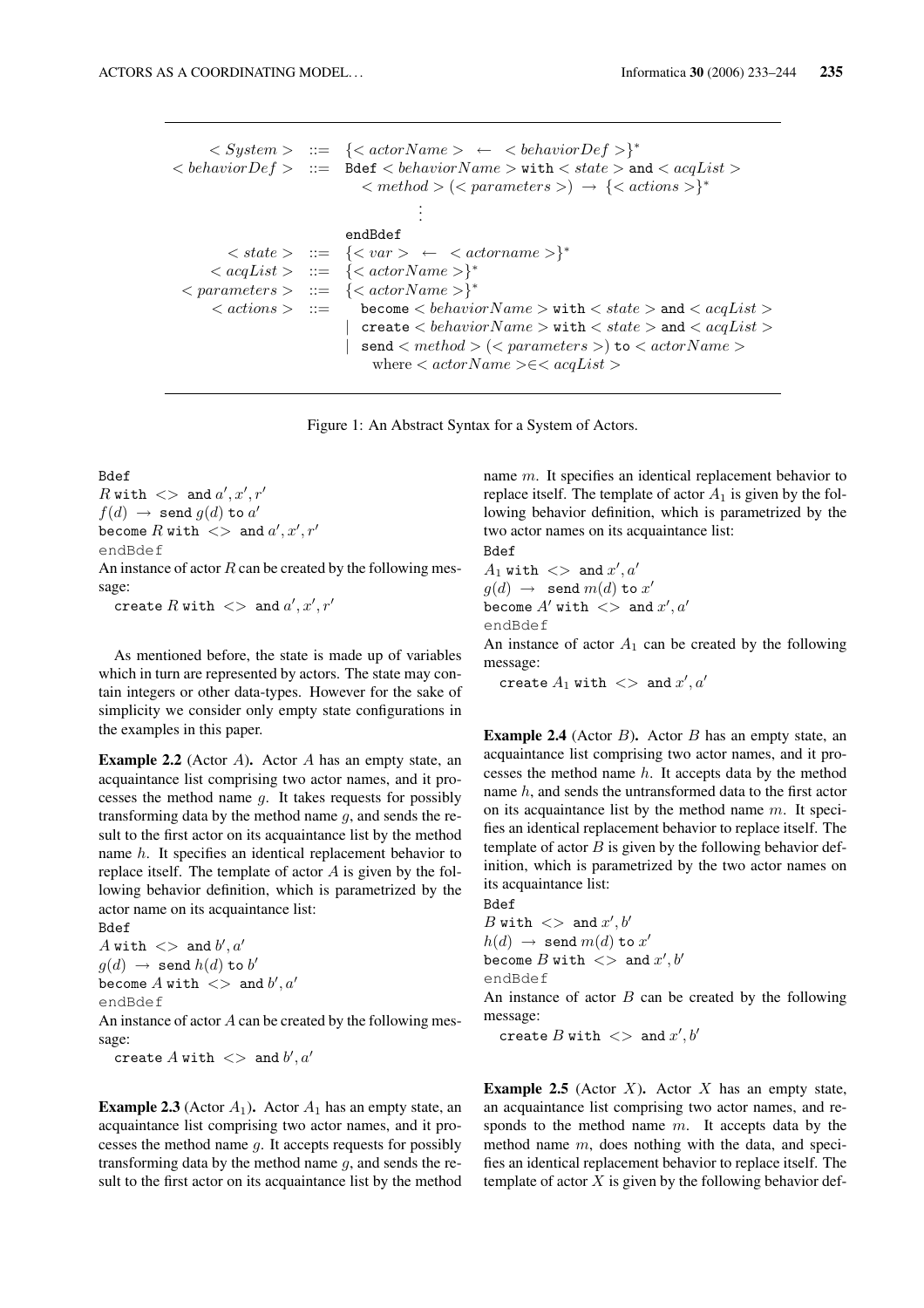$$
\begin{array}{rcl}
<System> & ::= & \{<actorName> \;\leftarrow\; <behaviorDef>\}^{*} \\
<behaviorDef> & ::= & \texttt{Bdef} <behaviorName> \texttt{with} <state> \texttt{and} <acqList> \\
 & & <method>(<parameters>) \;\rightarrow\; \{<actions>\}^{*} \\
 & & \vdots \\
 & & \texttt{endBdef} \\
<state> & ::= & \{<var> \;\leftarrow\; <actorname>\}^{*} \\
<acqList> & ::= & \{<actorName>\}^{*} \\
<parameters> & ::= & \{<actorName>\}^{*} \\
<actions> & ::= & \texttt{become} <behaviorName> \texttt{with} <state> \texttt{and} <acqList> \\
 & | & \texttt{create} <behaviorName> \texttt{with} <state> \texttt{and} <acqList> \\
 & | & \texttt{send} <method>(<parameters>) \texttt{to} <actorName> \\
 & & \text{where } <actorName> \in <acqList>
\end{array}
$$

Figure 1: An Abstract Syntax for a System of Actors.

Bdef
$R$ with $<>$ and $a', x', r'$
$f(d) \rightarrow$ send $g(d)$ to $a'$
become $R$ with $<>$ and $a', x', r'$
endBdef

An instance of actor $R$ can be created by the following message:

create $R$ with $<>$ and $a', x', r'$

As mentioned before, the state is made up of variables which in turn are represented by actors. The state may contain integers or other data-types. However for the sake of simplicity we consider only empty state configurations in the examples in this paper.

**Example 2.2** (Actor $A$)**.** Actor $A$ has an empty state, an acquaintance list comprising two actor names, and it processes the method name $g$. It takes requests for possibly transforming data by the method name $g$, and sends the result to the first actor on its acquaintance list by the method name $h$. It specifies an identical replacement behavior to replace itself. The template of actor $A$ is given by the following behavior definition, which is parametrized by the actor name on its acquaintance list:

Bdef
$A$ with $<>$ and $b', a'$
$g(d) \rightarrow$ send $h(d)$ to $b'$
become $A$ with $<>$ and $b', a'$
endBdef

An instance of actor $A$ can be created by the following message:

create $A$ with $<>$ and $b', a'$

**Example 2.3** (Actor $A_1$)**.** Actor $A_1$ has an empty state, an acquaintance list comprising two actor names, and it processes the method name $g$. It accepts requests for possibly transforming data by the method name $g$, and sends the result to the first actor on its acquaintance list by the method name $m$. It specifies an identical replacement behavior to replace itself. The template of actor $A_1$ is given by the following behavior definition, which is parametrized by the two actor names on its acquaintance list:

Bdef
$A_1$ with $<>$ and $x', a'$
$g(d) \rightarrow$ send $m(d)$ to $x'$
become $A'$ with $<>$ and $x', a'$
endBdef

An instance of actor $A_1$ can be created by the following message:

create $A_1$ with $<>$ and $x', a'$

**Example 2.4** (Actor $B$)**.** Actor $B$ has an empty state, an acquaintance list comprising two actor names, and it processes the method name $h$. It accepts data by the method name $h$, and sends the untransformed data to the first actor on its acquaintance list by the method name $m$. It specifies an identical replacement behavior to replace itself. The template of actor $B$ is given by the following behavior definition, which is parametrized by the two actor names on its acquaintance list:

Bdef
$B$ with $<>$ and $x', b'$
$h(d) \rightarrow$ send $m(d)$ to $x'$
become $B$ with $<>$ and $x', b'$
endBdef

An instance of actor $B$ can be created by the following message:

create $B$ with $<>$ and $x', b'$

**Example 2.5** (Actor $X$)**.** Actor $X$ has an empty state, an acquaintance list comprising two actor names, and responds to the method name $m$. It accepts data by the method name $m$, does nothing with the data, and specifies an identical replacement behavior to replace itself. The template of actor $X$ is given by the following behavior def-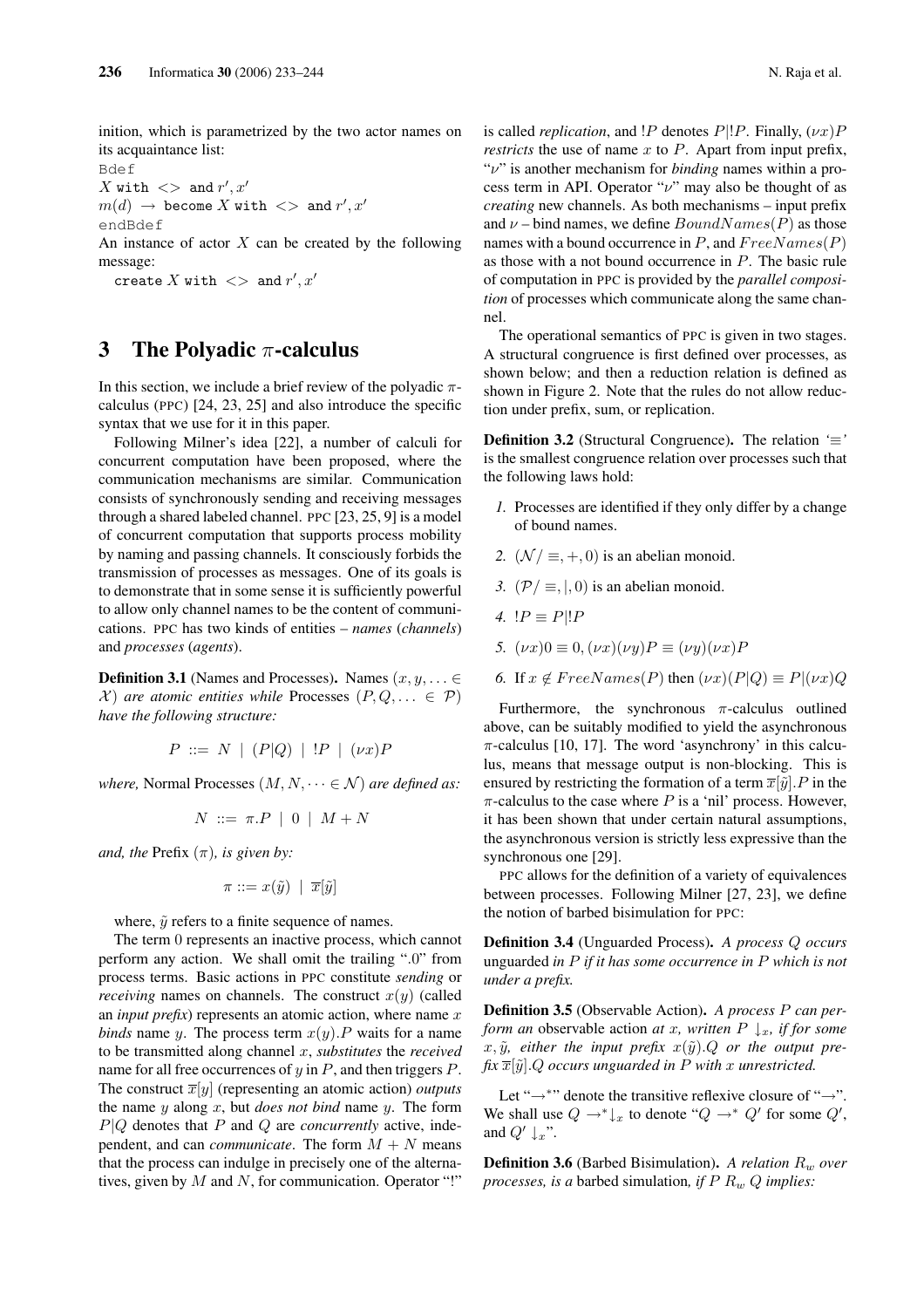inition, which is parametrized by the two actor names on its acquaintance list:

Bdef
$X$ `with` $<>$ `and` $r', x'$
$m(d) \rightarrow$ `become` $X$ `with` $<>$ `and` $r', x'$
endBdef

An instance of actor $X$ can be created by the following message:

`create` $X$ `with` $<>$ `and` $r', x'$

# 3 The Polyadic $\pi$-calculus

In this section, we include a brief review of the polyadic $\pi$-calculus (PPC) [24, 23, 25] and also introduce the specific syntax that we use for it in this paper.

Following Milner's idea [22], a number of calculi for concurrent computation have been proposed, where the communication mechanisms are similar. Communication consists of synchronously sending and receiving messages through a shared labeled channel. PPC [23, 25, 9] is a model of concurrent computation that supports process mobility by naming and passing channels. It consciously forbids the transmission of processes as messages. One of its goals is to demonstrate that in some sense it is sufficiently powerful to allow only channel names to be the content of communications. PPC has two kinds of entities – *names* (*channels*) and *processes* (*agents*).

**Definition 3.1** (Names and Processes). Names $(x, y, \dots \in \mathcal{X})$ *are atomic entities while* Processes $(P, Q, \dots \in \mathcal{P})$ *have the following structure:*

$$P ::= N \mid (P|Q) \mid !P \mid (\nu x)P$$

*where,* Normal Processes $(M, N, \dots \in \mathcal{N})$ *are defined as:*

$$N ::= \pi.P \mid 0 \mid M + N$$

*and, the* Prefix $(\pi)$*, is given by:*

$$\pi ::= x(\tilde{y}) \mid \overline{x}[\tilde{y}]$$

where, $\tilde{y}$ refers to a finite sequence of names.

The term 0 represents an inactive process, which cannot perform any action. We shall omit the trailing ".0" from process terms. Basic actions in PPC constitute *sending* or *receiving* names on channels. The construct $x(y)$ (called an *input prefix*) represents an atomic action, where name $x$ *binds* name $y$. The process term $x(y).P$ waits for a name to be transmitted along channel $x$, *substitutes* the *received* name for all free occurrences of $y$ in $P$, and then triggers $P$. The construct $\overline{x}[y]$ (representing an atomic action) *outputs* the name $y$ along $x$, but *does not bind* name $y$. The form $P|Q$ denotes that $P$ and $Q$ are *concurrently* active, independent, and can *communicate*. The form $M + N$ means that the process can indulge in precisely one of the alternatives, given by $M$ and $N$, for communication. Operator "!" is called *replication*, and $!P$ denotes $P|!P$. Finally, $(\nu x)P$ *restricts* the use of name $x$ to $P$. Apart from input prefix, "$\nu$" is another mechanism for *binding* names within a process term in API. Operator "$\nu$" may also be thought of as *creating* new channels. As both mechanisms – input prefix and $\nu$ – bind names, we define $BoundNames(P)$ as those names with a bound occurrence in $P$, and $FreeNames(P)$ as those with a not bound occurrence in $P$. The basic rule of computation in PPC is provided by the *parallel composition* of processes which communicate along the same channel.

The operational semantics of PPC is given in two stages. A structural congruence is first defined over processes, as shown below; and then a reduction relation is defined as shown in Figure 2. Note that the rules do not allow reduction under prefix, sum, or replication.

**Definition 3.2** (Structural Congruence). The relation '$\equiv$' is the smallest congruence relation over processes such that the following laws hold:

1. Processes are identified if they only differ by a change of bound names.
2. $(\mathcal{N}/\equiv, +, 0)$ is an abelian monoid.
3. $(\mathcal{P}/\equiv, |, 0)$ is an abelian monoid.
4. $!P \equiv P|!P$
5. $(\nu x)0 \equiv 0, (\nu x)(\nu y)P \equiv (\nu y)(\nu x)P$
6. If $x \notin FreeNames(P)$ then $(\nu x)(P|Q) \equiv P|(\nu x)Q$

Furthermore, the synchronous $\pi$-calculus outlined above, can be suitably modified to yield the asynchronous $\pi$-calculus [10, 17]. The word 'asynchrony' in this calculus, means that message output is non-blocking. This is ensured by restricting the formation of a term $\overline{x}[\tilde{y}].P$ in the $\pi$-calculus to the case where $P$ is a 'nil' process. However, it has been shown that under certain natural assumptions, the asynchronous version is strictly less expressive than the synchronous one [29].

PPC allows for the definition of a variety of equivalences between processes. Following Milner [27, 23], we define the notion of barbed bisimulation for PPC:

**Definition 3.4** (Unguarded Process). *A process $Q$ occurs* unguarded *in $P$ if it has some occurrence in $P$ which is not under a prefix.*

**Definition 3.5** (Observable Action). *A process $P$ can perform an* observable action *at $x$, written $P \downarrow_x$, if for some $x, \tilde{y}$, either the input prefix $x(\tilde{y}).Q$ or the output prefix $\overline{x}[\tilde{y}].Q$ occurs unguarded in $P$ with $x$ unrestricted.*

Let "$\rightarrow^*$" denote the transitive reflexive closure of "$\rightarrow$". We shall use $Q \rightarrow^* \downarrow_x$ to denote "$Q \rightarrow^* Q'$ for some $Q'$, and $Q' \downarrow_x$".

**Definition 3.6** (Barbed Bisimulation). *A relation $R_w$ over processes, is a* barbed simulation*, if $P\ R_w\ Q$ implies:*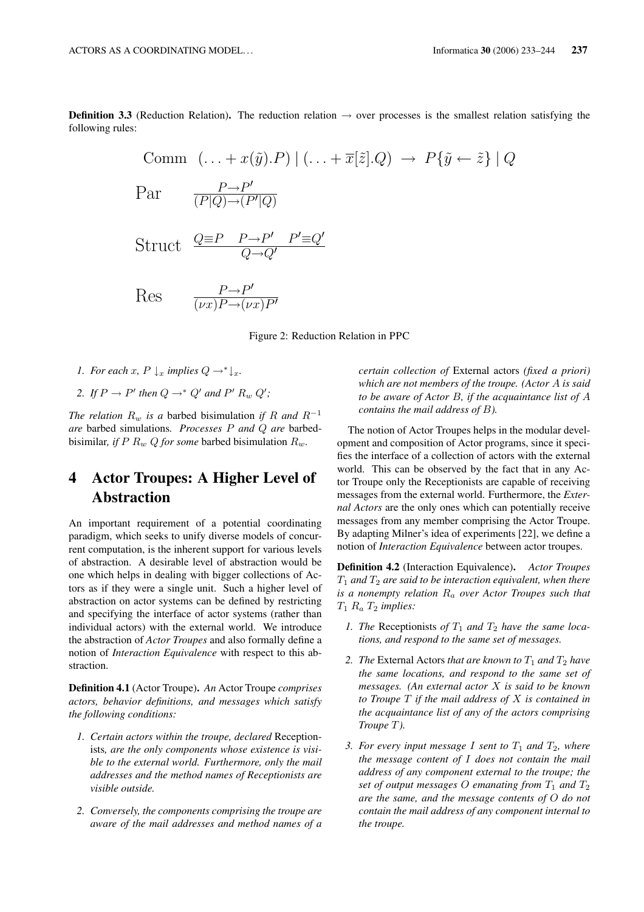**Definition 3.3** (Reduction Relation)**.** The reduction relation $\rightarrow$ over processes is the smallest relation satisfying the following rules:

$$\text{Comm} \quad (\ldots + x(\tilde{y}).P) \mid (\ldots + \overline{x}[\tilde{z}].Q) \;\rightarrow\; P\{\tilde{y} \leftarrow \tilde{z}\} \mid Q$$

$$\text{Par} \qquad \frac{P \rightarrow P'}{(P|Q) \rightarrow (P'|Q)}$$

$$\text{Struct} \quad \frac{Q \equiv P \quad P \rightarrow P' \quad P' \equiv Q'}{Q \rightarrow Q'}$$

$$\text{Res} \qquad \frac{P \rightarrow P'}{(\nu x)P \rightarrow (\nu x)P'}$$

Figure 2: Reduction Relation in PPC

1. *For each $x$, $P \downarrow_x$ implies $Q \rightarrow^* \downarrow_x$.*
2. *If $P \rightarrow P'$ then $Q \rightarrow^* Q'$ and $P' \; R_w \; Q'$;*

*The relation $R_w$ is a* barbed bisimulation *if $R$ and $R^{-1}$ are* barbed simulations*. Processes $P$ and $Q$ are* barbed-bisimilar*, if $P \; R_w \; Q$ for some* barbed bisimulation *$R_w$.*

# 4 Actor Troupes: A Higher Level of Abstraction

An important requirement of a potential coordinating paradigm, which seeks to unify diverse models of concurrent computation, is the inherent support for various levels of abstraction. A desirable level of abstraction would be one which helps in dealing with bigger collections of Actors as if they were a single unit. Such a higher level of abstraction on actor systems can be defined by restricting and specifying the interface of actor systems (rather than individual actors) with the external world. We introduce the abstraction of *Actor Troupes* and also formally define a notion of *Interaction Equivalence* with respect to this abstraction.

**Definition 4.1** (Actor Troupe)**.** *An* Actor Troupe *comprises actors, behavior definitions, and messages which satisfy the following conditions:*

1. *Certain actors within the troupe, declared* Receptionists*, are the only components whose existence is visible to the external world. Furthermore, only the mail addresses and the method names of Receptionists are visible outside.*
2. *Conversely, the components comprising the troupe are aware of the mail addresses and method names of a certain collection of* External actors *(fixed a priori) which are not members of the troupe. (Actor $A$ is said to be aware of Actor $B$, if the acquaintance list of $A$ contains the mail address of $B$).*

The notion of Actor Troupes helps in the modular development and composition of Actor programs, since it specifies the interface of a collection of actors with the external world. This can be observed by the fact that in any Actor Troupe only the Receptionists are capable of receiving messages from the external world. Furthermore, the *External Actors* are the only ones which can potentially receive messages from any member comprising the Actor Troupe. By adapting Milner's idea of experiments [22], we define a notion of *Interaction Equivalence* between actor troupes.

**Definition 4.2** (Interaction Equivalence)**.** *Actor Troupes $T_1$ and $T_2$ are said to be interaction equivalent, when there is a nonempty relation $R_a$ over Actor Troupes such that $T_1 \; R_a \; T_2$ implies:*

1. *The* Receptionists *of $T_1$ and $T_2$ have the same locations, and respond to the same set of messages.*
2. *The* External Actors *that are known to $T_1$ and $T_2$ have the same locations, and respond to the same set of messages. (An external actor $X$ is said to be known to Troupe $T$ if the mail address of $X$ is contained in the acquaintance list of any of the actors comprising Troupe $T$).*
3. *For every input message $I$ sent to $T_1$ and $T_2$, where the message content of $I$ does not contain the mail address of any component external to the troupe; the set of output messages $O$ emanating from $T_1$ and $T_2$ are the same, and the message contents of $O$ do not contain the mail address of any component internal to the troupe.*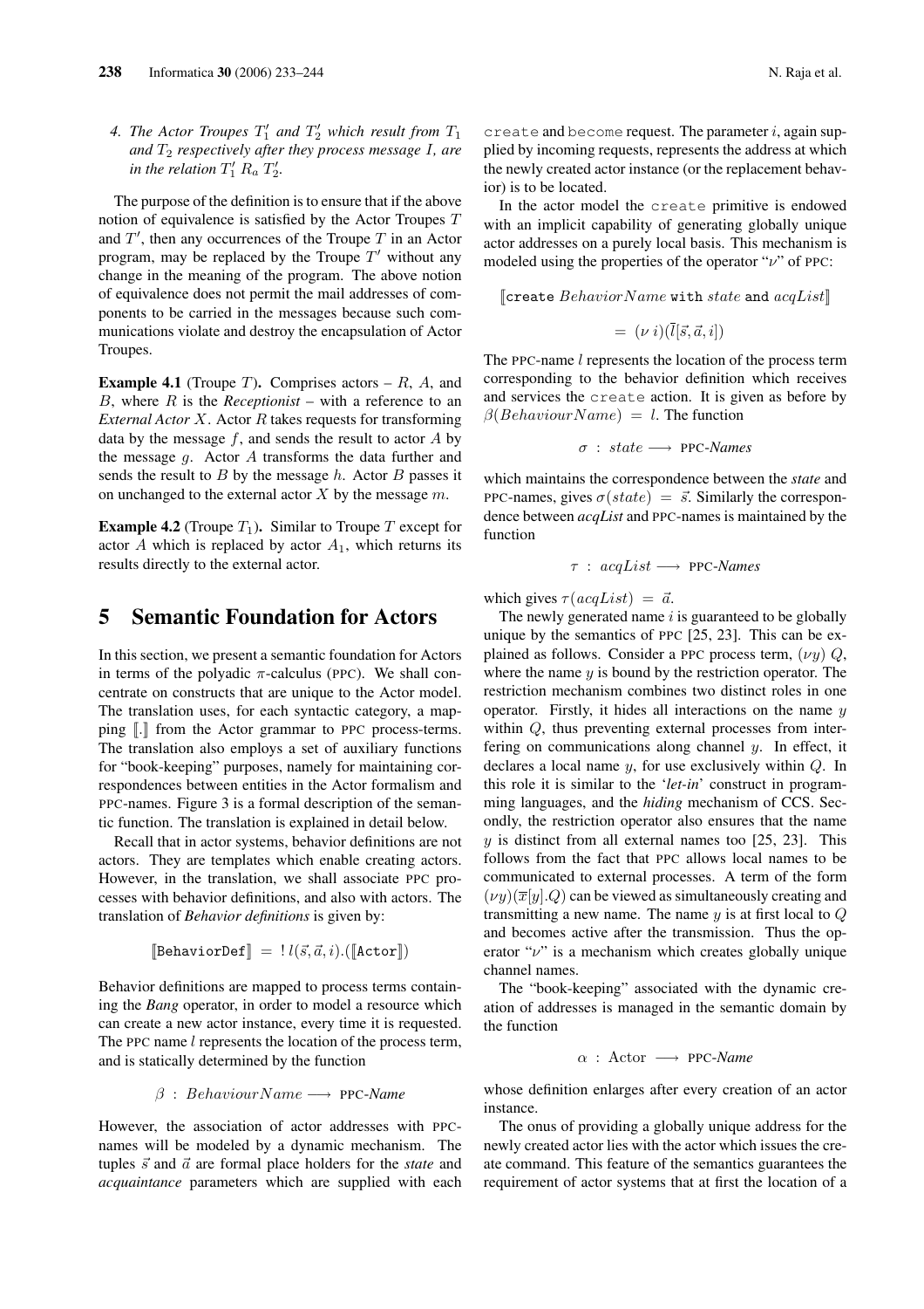4. *The Actor Troupes $T'_1$ and $T'_2$ which result from $T_1$ and $T_2$ respectively after they process message $I$, are in the relation $T'_1\ R_a\ T'_2$.*

The purpose of the definition is to ensure that if the above notion of equivalence is satisfied by the Actor Troupes $T$ and $T'$, then any occurrences of the Troupe $T$ in an Actor program, may be replaced by the Troupe $T'$ without any change in the meaning of the program. The above notion of equivalence does not permit the mail addresses of components to be carried in the messages because such communications violate and destroy the encapsulation of Actor Troupes.

**Example 4.1** (Troupe $T$)**.** Comprises actors – $R$, $A$, and $B$, where $R$ is the *Receptionist* – with a reference to an *External Actor* $X$. Actor $R$ takes requests for transforming data by the message $f$, and sends the result to actor $A$ by the message $g$. Actor $A$ transforms the data further and sends the result to $B$ by the message $h$. Actor $B$ passes it on unchanged to the external actor $X$ by the message $m$.

**Example 4.2** (Troupe $T_1$)**.** Similar to Troupe $T$ except for actor $A$ which is replaced by actor $A_1$, which returns its results directly to the external actor.

## 5 Semantic Foundation for Actors

In this section, we present a semantic foundation for Actors in terms of the polyadic $\pi$-calculus (PPC). We shall concentrate on constructs that are unique to the Actor model. The translation uses, for each syntactic category, a mapping $[\![.]\!]$ from the Actor grammar to PPC process-terms. The translation also employs a set of auxiliary functions for "book-keeping" purposes, namely for maintaining correspondences between entities in the Actor formalism and PPC-names. Figure 3 is a formal description of the semantic function. The translation is explained in detail below.

Recall that in actor systems, behavior definitions are not actors. They are templates which enable creating actors. However, in the translation, we shall associate PPC processes with behavior definitions, and also with actors. The translation of *Behavior definitions* is given by:

$$[\![\texttt{BehaviorDef}]\!] \ = \ !\ l(\vec{s}, \vec{a}, i).([\![\texttt{Actor}]\!])$$

Behavior definitions are mapped to process terms containing the *Bang* operator, in order to model a resource which can create a new actor instance, every time it is requested. The PPC name $l$ represents the location of the process term, and is statically determined by the function

$$\beta \ : \ BehaviourName \longrightarrow \text{PPC-}\textit{Name}$$

However, the association of actor addresses with PPC-names will be modeled by a dynamic mechanism. The tuples $\vec{s}$ and $\vec{a}$ are formal place holders for the *state* and *acquaintance* parameters which are supplied with each `create` and `become` request. The parameter $i$, again supplied by incoming requests, represents the address at which the newly created actor instance (or the replacement behavior) is to be located.

In the actor model the `create` primitive is endowed with an implicit capability of generating globally unique actor addresses on a purely local basis. This mechanism is modeled using the properties of the operator "$\nu$" of PPC:

$$[\![\texttt{create}\ BehaviorName\ \texttt{with}\ state\ \texttt{and}\ acqList]\!]$$

$$= \ (\nu\ i)(\bar{l}[\vec{s}, \vec{a}, i])$$

The PPC-name $l$ represents the location of the process term corresponding to the behavior definition which receives and services the `create` action. It is given as before by $\beta(BehaviourName) = l$. The function

$$\sigma \ : \ state \longrightarrow \text{PPC-}\textit{Names}$$

which maintains the correspondence between the *state* and PPC-names, gives $\sigma(state) = \vec{s}$. Similarly the correspondence between *acqList* and PPC-names is maintained by the function

$$\tau \ : \ acqList \longrightarrow \text{PPC-}\textit{Names}$$

which gives $\tau(acqList) = \vec{a}$.

The newly generated name $i$ is guaranteed to be globally unique by the semantics of PPC [25, 23]. This can be explained as follows. Consider a PPC process term, $(\nu y)\ Q$, where the name $y$ is bound by the restriction operator. The restriction mechanism combines two distinct roles in one operator. Firstly, it hides all interactions on the name $y$ within $Q$, thus preventing external processes from interfering on communications along channel $y$. In effect, it declares a local name $y$, for use exclusively within $Q$. In this role it is similar to the '*let-in*' construct in programming languages, and the *hiding* mechanism of CCS. Secondly, the restriction operator also ensures that the name $y$ is distinct from all external names too [25, 23]. This follows from the fact that PPC allows local names to be communicated to external processes. A term of the form $(\nu y)(\overline{x}[y].Q)$ can be viewed as simultaneously creating and transmitting a new name. The name $y$ is at first local to $Q$ and becomes active after the transmission. Thus the operator "$\nu$" is a mechanism which creates globally unique channel names.

The "book-keeping" associated with the dynamic creation of addresses is managed in the semantic domain by the function

$$\alpha \ : \ \text{Actor} \longrightarrow \text{PPC-}\textit{Name}$$

whose definition enlarges after every creation of an actor instance.

The onus of providing a globally unique address for the newly created actor lies with the actor which issues the create command. This feature of the semantics guarantees the requirement of actor systems that at first the location of a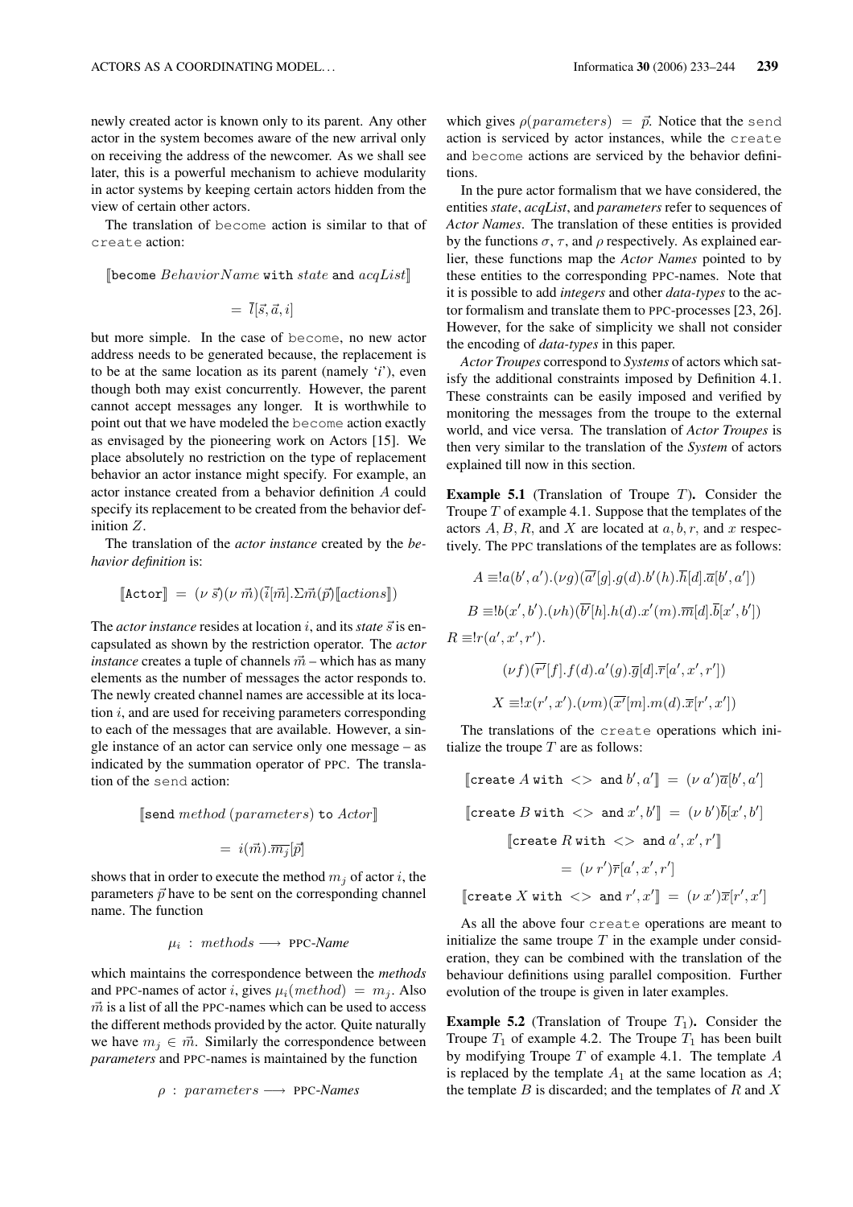newly created actor is known only to its parent. Any other actor in the system becomes aware of the new arrival only on receiving the address of the newcomer. As we shall see later, this is a powerful mechanism to achieve modularity in actor systems by keeping certain actors hidden from the view of certain other actors.

The translation of `become` action is similar to that of `create` action:

$$[\![\texttt{become}\ BehaviorName\ \texttt{with}\ state\ \texttt{and}\ acqList]\!]$$

$$= \overline{l}[\vec{s}, \vec{a}, i]$$

but more simple. In the case of `become`, no new actor address needs to be generated because, the replacement is to be at the same location as its parent (namely '$i$'), even though both may exist concurrently. However, the parent cannot accept messages any longer. It is worthwhile to point out that we have modeled the `become` action exactly as envisaged by the pioneering work on Actors [15]. We place absolutely no restriction on the type of replacement behavior an actor instance might specify. For example, an actor instance created from a behavior definition $A$ could specify its replacement to be created from the behavior definition $Z$.

The translation of the *actor instance* created by the *behavior definition* is:

$$[\![\texttt{Actor}]\!] = (\nu\ \vec{s})(\nu\ \vec{m})(\overline{i}[\vec{m}].\Sigma\vec{m}(\vec{p})[\![actions]\!])$$

The *actor instance* resides at location $i$, and its *state* $\vec{s}$ is encapsulated as shown by the restriction operator. The *actor instance* creates a tuple of channels $\vec{m}$ – which has as many elements as the number of messages the actor responds to. The newly created channel names are accessible at its location $i$, and are used for receiving parameters corresponding to each of the messages that are available. However, a single instance of an actor can service only one message – as indicated by the summation operator of PPC. The translation of the `send` action:

$$[\![\texttt{send}\ method\ (parameters)\ \texttt{to}\ Actor]\!]$$

$$= i(\vec{m}).\overline{m_j}[\vec{p}]$$

shows that in order to execute the method $m_j$ of actor $i$, the parameters $\vec{p}$ have to be sent on the corresponding channel name. The function

$$\mu_i\ :\ methods \longrightarrow \text{PPC-}Name$$

which maintains the correspondence between the *methods* and PPC-names of actor $i$, gives $\mu_i(method) = m_j$. Also $\vec{m}$ is a list of all the PPC-names which can be used to access the different methods provided by the actor. Quite naturally we have $m_j \in \vec{m}$. Similarly the correspondence between *parameters* and PPC-names is maintained by the function

$$\rho\ :\ parameters \longrightarrow \text{PPC-}Names$$

which gives $\rho(parameters) = \vec{p}$. Notice that the `send` action is serviced by actor instances, while the `create` and `become` actions are serviced by the behavior definitions.

In the pure actor formalism that we have considered, the entities *state*, *acqList*, and *parameters* refer to sequences of *Actor Names*. The translation of these entities is provided by the functions $\sigma$, $\tau$, and $\rho$ respectively. As explained earlier, these functions map the *Actor Names* pointed to by these entities to the corresponding PPC-names. Note that it is possible to add *integers* and other *data-types* to the actor formalism and translate them to PPC-processes [23, 26]. However, for the sake of simplicity we shall not consider the encoding of *data-types* in this paper.

*Actor Troupes* correspond to *Systems* of actors which satisfy the additional constraints imposed by Definition 4.1. These constraints can be easily imposed and verified by monitoring the messages from the troupe to the external world, and vice versa. The translation of *Actor Troupes* is then very similar to the translation of the *System* of actors explained till now in this section.

**Example 5.1** (Translation of Troupe $T$). Consider the Troupe $T$ of example 4.1. Suppose that the templates of the actors $A, B, R$, and $X$ are located at $a, b, r$, and $x$ respectively. The PPC translations of the templates are as follows:

$$A \equiv !a(b', a').(\nu g)(\overline{a'}[g].g(d).b'(h).\overline{h}[d].\overline{a}[b', a'])$$

$$B \equiv !b(x', b').(\nu h)(\overline{b'}[h].h(d).x'(m).\overline{m}[d].\overline{b}[x', b'])$$

$$R \equiv !r(a', x', r').$$

$$(\nu f)(\overline{r'}[f].f(d).a'(g).\overline{g}[d].\overline{r}[a', x', r'])$$

$$X \equiv !x(r', x').(\nu m)(\overline{x'}[m].m(d).\overline{x}[r', x'])$$

The translations of the `create` operations which initialize the troupe $T$ are as follows:

$$[\![\texttt{create}\ A\ \texttt{with}\ <>\ \texttt{and}\ b', a']\!] = (\nu\ a')\overline{a}[b', a']$$

$$[\![\texttt{create}\ B\ \texttt{with}\ <>\ \texttt{and}\ x', b']\!] = (\nu\ b')\overline{b}[x', b']$$

$$[\![\texttt{create}\ R\ \texttt{with}\ <>\ \texttt{and}\ a', x', r']\!]$$

$$= (\nu\ r')\overline{r}[a', x', r']$$

$$[\![\texttt{create}\ X\ \texttt{with}\ <>\ \texttt{and}\ r', x']\!] = (\nu\ x')\overline{x}[r', x']$$

As all the above four `create` operations are meant to initialize the same troupe $T$ in the example under consideration, they can be combined with the translation of the behaviour definitions using parallel composition. Further evolution of the troupe is given in later examples.

**Example 5.2** (Translation of Troupe $T_1$). Consider the Troupe $T_1$ of example 4.2. The Troupe $T_1$ has been built by modifying Troupe $T$ of example 4.1. The template $A$ is replaced by the template $A_1$ at the same location as $A$; the template $B$ is discarded; and the templates of $R$ and $X$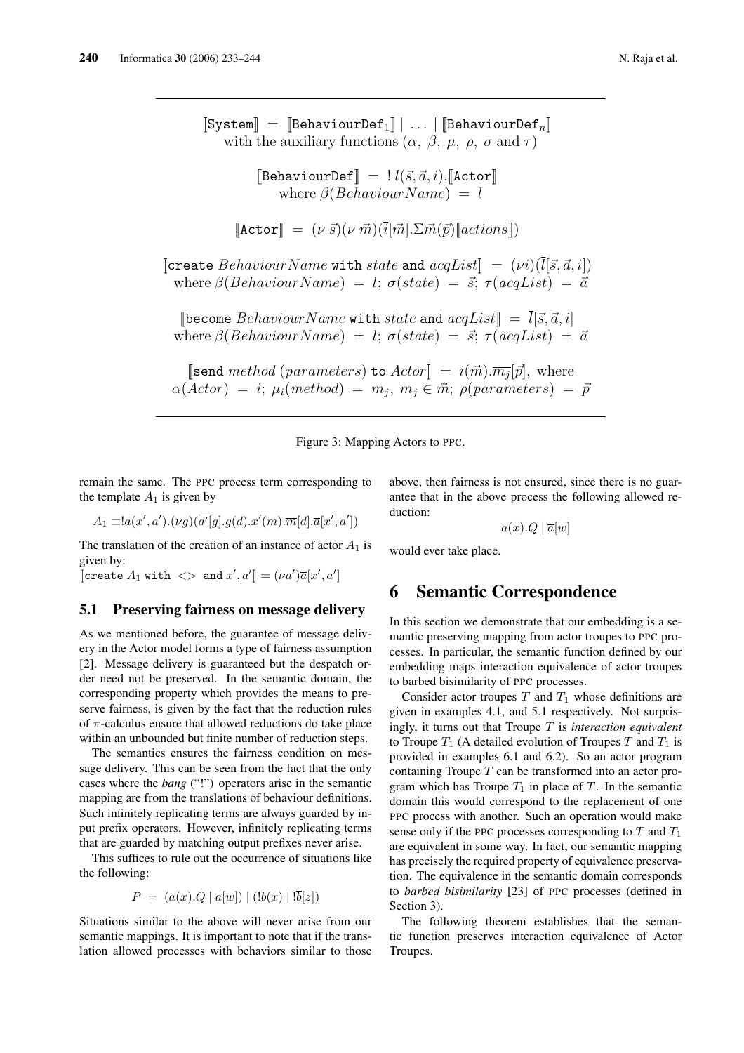$$[\![\texttt{System}]\!] = [\![\texttt{BehaviourDef}_1]\!] \mid \ldots \mid [\![\texttt{BehaviourDef}_n]\!]$$
with the auxiliary functions ($\alpha$, $\beta$, $\mu$, $\rho$, $\sigma$ and $\tau$)

$$[\![\texttt{BehaviourDef}]\!] = \,!\, l(\vec{s}, \vec{a}, i).[\![\texttt{Actor}]\!]$$
where $\beta(BehaviourName) = l$

$$[\![\texttt{Actor}]\!] = (\nu\, \vec{s})(\nu\, \vec{m})(\bar{i}[\vec{m}].\Sigma\vec{m}(\vec{p})[\![actions]\!])$$

$$[\![\texttt{create}\ BehaviourName\ \texttt{with}\ state\ \texttt{and}\ acqList]\!] = (\nu i)(\bar{l}[\vec{s}, \vec{a}, i])$$
where $\beta(BehaviourName) = l$; $\sigma(state) = \vec{s}$; $\tau(acqList) = \vec{a}$

$$[\![\texttt{become}\ BehaviourName\ \texttt{with}\ state\ \texttt{and}\ acqList]\!] = \bar{l}[\vec{s}, \vec{a}, i]$$
where $\beta(BehaviourName) = l$; $\sigma(state) = \vec{s}$; $\tau(acqList) = \vec{a}$

$$[\![\texttt{send}\ method\ (parameters)\ \texttt{to}\ Actor]\!] = i(\vec{m}).\overline{m_j}[\vec{p}],$$
where $\alpha(Actor) = i$; $\mu_i(method) = m_j$, $m_j \in \vec{m}$; $\rho(parameters) = \vec{p}$

Figure 3: Mapping Actors to PPC.

remain the same. The PPC process term corresponding to the template $A_1$ is given by

$$A_1 \equiv !a(x', a').(\nu g)(\overline{a'}[g].g(d).x'(m).\overline{m}[d].\overline{a}[x', a'])$$

The translation of the creation of an instance of actor $A_1$ is given by:
$[\![\texttt{create}\ A_1\ \texttt{with}\ <>\ \texttt{and}\ x', a']\!] = (\nu a')\overline{a}[x', a']$

## 5.1 Preserving fairness on message delivery

As we mentioned before, the guarantee of message delivery in the Actor model forms a type of fairness assumption [2]. Message delivery is guaranteed but the despatch order need not be preserved. In the semantic domain, the corresponding property which provides the means to preserve fairness, is given by the fact that the reduction rules of $\pi$-calculus ensure that allowed reductions do take place within an unbounded but finite number of reduction steps.

The semantics ensures the fairness condition on message delivery. This can be seen from the fact that the only cases where the *bang* ("!") operators arise in the semantic mapping are from the translations of behaviour definitions. Such infinitely replicating terms are always guarded by input prefix operators. However, infinitely replicating terms that are guarded by matching output prefixes never arise.

This suffices to rule out the occurrence of situations like the following:

$$P = (a(x).Q \mid \overline{a}[w]) \mid (!b(x) \mid !\overline{b}[z])$$

Situations similar to the above will never arise from our semantic mappings. It is important to note that if the translation allowed processes with behaviors similar to those above, then fairness is not ensured, since there is no guarantee that in the above process the following allowed reduction:

$$a(x).Q \mid \overline{a}[w]$$

would ever take place.

# 6 Semantic Correspondence

In this section we demonstrate that our embedding is a semantic preserving mapping from actor troupes to PPC processes. In particular, the semantic function defined by our embedding maps interaction equivalence of actor troupes to barbed bisimilarity of PPC processes.

Consider actor troupes $T$ and $T_1$ whose definitions are given in examples 4.1, and 5.1 respectively. Not surprisingly, it turns out that Troupe $T$ is *interaction equivalent* to Troupe $T_1$ (A detailed evolution of Troupes $T$ and $T_1$ is provided in examples 6.1 and 6.2). So an actor program containing Troupe $T$ can be transformed into an actor program which has Troupe $T_1$ in place of $T$. In the semantic domain this would correspond to the replacement of one PPC process with another. Such an operation would make sense only if the PPC processes corresponding to $T$ and $T_1$ are equivalent in some way. In fact, our semantic mapping has precisely the required property of equivalence preservation. The equivalence in the semantic domain corresponds to *barbed bisimilarity* [23] of PPC processes (defined in Section 3).

The following theorem establishes that the semantic function preserves interaction equivalence of Actor Troupes.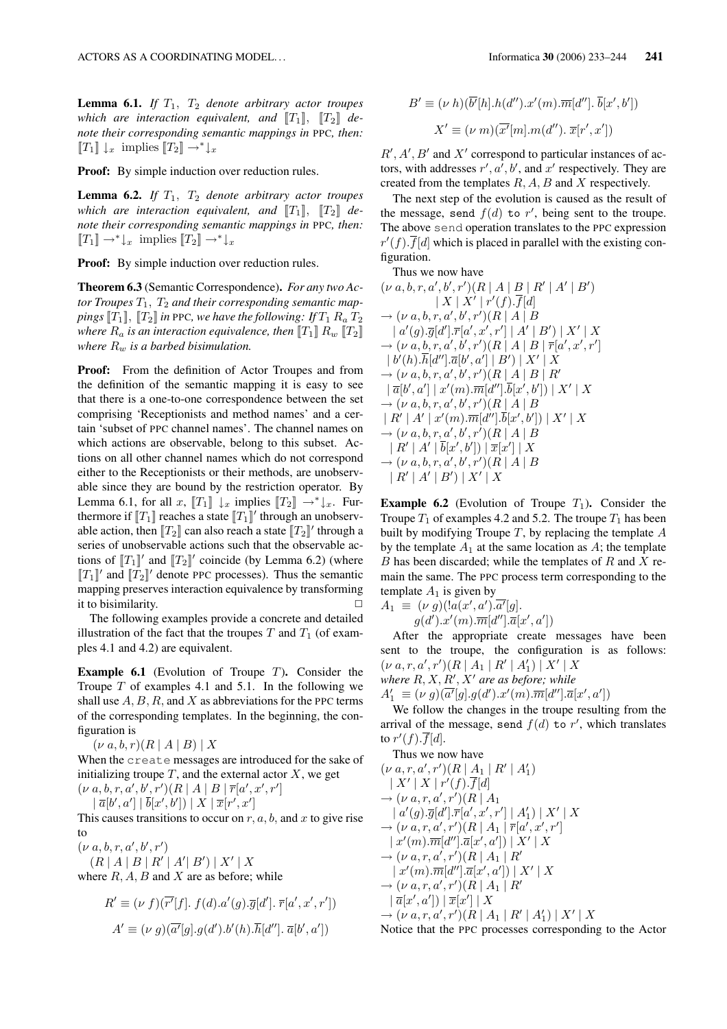**Lemma 6.1.** *If $T_1$, $T_2$ denote arbitrary actor troupes which are interaction equivalent, and $[\![T_1]\!]$, $[\![T_2]\!]$ denote their corresponding semantic mappings in* PPC, *then:* $[\![T_1]\!] \downarrow_x$ implies $[\![T_2]\!] \rightarrow^* \downarrow_x$

**Proof:** By simple induction over reduction rules.

**Lemma 6.2.** *If $T_1$, $T_2$ denote arbitrary actor troupes which are interaction equivalent, and $[\![T_1]\!]$, $[\![T_2]\!]$ denote their corresponding semantic mappings in* PPC, *then:* $[\![T_1]\!] \rightarrow^* \downarrow_x$ implies $[\![T_2]\!] \rightarrow^* \downarrow_x$

**Proof:** By simple induction over reduction rules.

**Theorem 6.3** (Semantic Correspondence). *For any two Actor Troupes $T_1$, $T_2$ and their corresponding semantic mappings $[\![T_1]\!]$, $[\![T_2]\!]$ in* PPC, *we have the following: If $T_1\ R_a\ T_2$ where $R_a$ is an interaction equivalence, then $[\![T_1]\!]\ R_w\ [\![T_2]\!]$ where $R_w$ is a barbed bisimulation.*

**Proof:** From the definition of Actor Troupes and from the definition of the semantic mapping it is easy to see that there is a one-to-one correspondence between the set comprising 'Receptionists and method names' and a certain 'subset of PPC channel names'. The channel names on which actions are observable, belong to this subset. Actions on all other channel names which do not correspond either to the Receptionists or their methods, are unobservable since they are bound by the restriction operator. By Lemma 6.1, for all $x$, $[\![T_1]\!] \downarrow_x$ implies $[\![T_2]\!] \rightarrow^* \downarrow_x$. Furthermore if $[\![T_1]\!]$ reaches a state $[\![T_1]\!]'$ through an unobservable action, then $[\![T_2]\!]$ can also reach a state $[\![T_2]\!]'$ through a series of unobservable actions such that the observable actions of $[\![T_1]\!]'$ and $[\![T_2]\!]'$ coincide (by Lemma 6.2) (where $[\![T_1]\!]'$ and $[\![T_2]\!]'$ denote PPC processes). Thus the semantic mapping preserves interaction equivalence by transforming it to bisimilarity. □

The following examples provide a concrete and detailed illustration of the fact that the troupes $T$ and $T_1$ (of examples 4.1 and 4.2) are equivalent.

**Example 6.1** (Evolution of Troupe $T$). Consider the Troupe $T$ of examples 4.1 and 5.1. In the following we shall use $A, B, R$, and $X$ as abbreviations for the PPC terms of the corresponding templates. In the beginning, the configuration is

$(\nu\ a, b, r)(R \mid A \mid B) \mid X$

When the `create` messages are introduced for the sake of initializing troupe $T$, and the external actor $X$, we get

$(\nu\ a, b, r, a', b', r')(R \mid A \mid B \mid \overline{r}[a', x', r'] \mid \overline{a}[b', a'] \mid \overline{b}[x', b']) \mid X \mid \overline{x}[r', x']$

This causes transitions to occur on $r, a, b$, and $x$ to give rise to

$(\nu\ a, b, r, a', b', r')(R \mid A \mid B \mid R' \mid A' \mid B') \mid X' \mid X$

where $R, A, B$ and $X$ are as before; while

$$R' \equiv (\nu\ f)(\overline{r'}[f].\ f(d).a'(g).\overline{g}[d'].\ \overline{r}[a', x', r'])$$

$$A' \equiv (\nu\ g)(\overline{a'}[g].g(d').b'(h).\overline{h}[d''].\ \overline{a}[b', a'])$$

$$B' \equiv (\nu\ h)(\overline{b'}[h].h(d'').x'(m).\overline{m}[d''].\ \overline{b}[x', b'])$$

$$X' \equiv (\nu\ m)(\overline{x'}[m].m(d'').\ \overline{x}[r', x'])$$

$R', A', B'$ and $X'$ correspond to particular instances of actors, with addresses $r', a', b'$, and $x'$ respectively. They are created from the templates $R, A, B$ and $X$ respectively.

The next step of the evolution is caused as the result of the message, `send` $f(d)$ `to` $r'$, being sent to the troupe. The above `send` operation translates to the PPC expression $r'(f).\overline{f}[d]$ which is placed in parallel with the existing configuration.

Thus we now have

$(\nu\ a, b, r, a', b', r')(R \mid A \mid B \mid R' \mid A' \mid B') \mid X \mid X' \mid r'(f).\overline{f}[d]$

$\rightarrow (\nu\ a, b, r, a', b', r')(R \mid A \mid B \mid a'(g).\overline{g}[d'].\overline{r}[a', x', r'] \mid A' \mid B') \mid X' \mid X$

$\rightarrow (\nu\ a, b, r, a', b', r')(R \mid A \mid B \mid \overline{r}[a', x', r'] \mid b'(h).\overline{h}[d''].\overline{a}[b', a'] \mid B') \mid X' \mid X$

$\rightarrow (\nu\ a, b, r, a', b', r')(R \mid A \mid B \mid R' \mid \overline{a}[b', a'] \mid x'(m).\overline{m}[d''].\overline{b}[x', b']) \mid X' \mid X$

$\rightarrow (\nu\ a, b, r, a', b', r')(R \mid A \mid B \mid R' \mid A' \mid x'(m).\overline{m}[d''].\overline{b}[x', b']) \mid X' \mid X$

$\rightarrow (\nu\ a, b, r, a', b', r')(R \mid A \mid B \mid R' \mid A' \mid \overline{b}[x', b']) \mid \overline{x}[x'] \mid X$

$\rightarrow (\nu\ a, b, r, a', b', r')(R \mid A \mid B \mid R' \mid A' \mid B') \mid X' \mid X$

**Example 6.2** (Evolution of Troupe $T_1$). Consider the Troupe $T_1$ of examples 4.2 and 5.2. The troupe $T_1$ has been built by modifying Troupe $T$, by replacing the template $A$ by the template $A_1$ at the same location as $A$; the template $B$ has been discarded; while the templates of $R$ and $X$ remain the same. The PPC process term corresponding to the template $A_1$ is given by

$A_1 \equiv (\nu\ g)(!a(x', a').\overline{a'}[g].g(d').x'(m).\overline{m}[d''].\overline{a}[x', a'])$

After the appropriate create messages have been sent to the troupe, the configuration is as follows:

$(\nu\ a, r, a', r')(R \mid A_1 \mid R' \mid A_1') \mid X' \mid X$

*where $R, X, R', X'$ are as before; while*

$A_1' \equiv (\nu\ g)(\overline{a'}[g].g(d').x'(m).\overline{m}[d''].\overline{a}[x', a'])$

We follow the changes in the troupe resulting from the arrival of the message, `send` $f(d)$ `to` $r'$, which translates to $r'(f).\overline{f}[d]$.

Thus we now have

$(\nu\ a, r, a', r')(R \mid A_1 \mid R' \mid A_1') \mid X' \mid X \mid r'(f).\overline{f}[d]$

$\rightarrow (\nu\ a, r, a', r')(R \mid A_1 \mid a'(g).\overline{g}[d'].\overline{r}[a', x', r'] \mid A_1') \mid X' \mid X$

$\rightarrow (\nu\ a, r, a', r')(R \mid A_1 \mid \overline{r}[a', x', r'] \mid x'(m).\overline{m}[d''].\overline{a}[x', a']) \mid X' \mid X$

$\rightarrow (\nu\ a, r, a', r')(R \mid A_1 \mid R' \mid x'(m).\overline{m}[d''].\overline{a}[x', a']) \mid X' \mid X$

$\rightarrow (\nu\ a, r, a', r')(R \mid A_1 \mid R' \mid \overline{a}[x', a']) \mid \overline{x}[x'] \mid X$

$\rightarrow (\nu\ a, r, a', r')(R \mid A_1 \mid R' \mid A_1') \mid X' \mid X$

Notice that the PPC processes corresponding to the Actor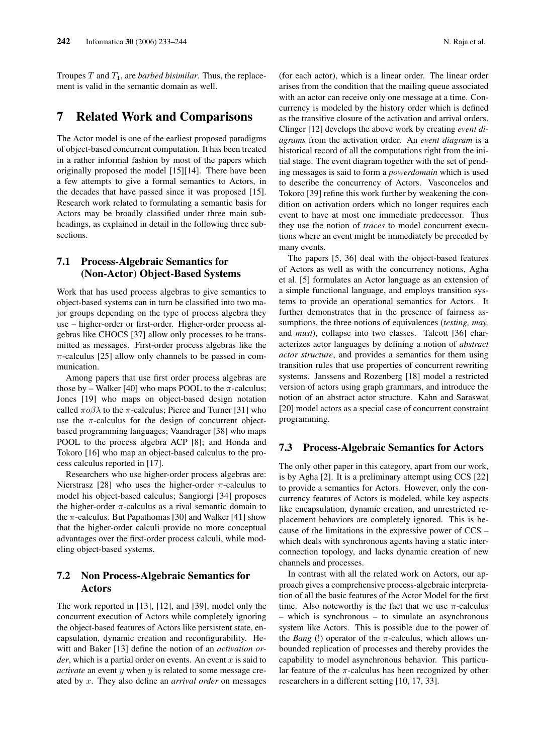Troupes $T$ and $T_1$, are *barbed bisimilar*. Thus, the replacement is valid in the semantic domain as well.

# 7 Related Work and Comparisons

The Actor model is one of the earliest proposed paradigms of object-based concurrent computation. It has been treated in a rather informal fashion by most of the papers which originally proposed the model [15][14]. There have been a few attempts to give a formal semantics to Actors, in the decades that have passed since it was proposed [15]. Research work related to formulating a semantic basis for Actors may be broadly classified under three main subheadings, as explained in detail in the following three subsections.

## 7.1 Process-Algebraic Semantics for (Non-Actor) Object-Based Systems

Work that has used process algebras to give semantics to object-based systems can in turn be classified into two major groups depending on the type of process algebra they use – higher-order or first-order. Higher-order process algebras like CHOCS [37] allow only processes to be transmitted as messages. First-order process algebras like the $\pi$-calculus [25] allow only channels to be passed in communication.

Among papers that use first order process algebras are those by – Walker [40] who maps POOL to the $\pi$-calculus; Jones [19] who maps on object-based design notation called $\pi o \beta \lambda$ to the $\pi$-calculus; Pierce and Turner [31] who use the $\pi$-calculus for the design of concurrent object-based programming languages; Vaandrager [38] who maps POOL to the process algebra ACP [8]; and Honda and Tokoro [16] who map an object-based calculus to the process calculus reported in [17].

Researchers who use higher-order process algebras are: Nierstrasz [28] who uses the higher-order $\pi$-calculus to model his object-based calculus; Sangiorgi [34] proposes the higher-order $\pi$-calculus as a rival semantic domain to the $\pi$-calculus. But Papathomas [30] and Walker [41] show that the higher-order calculi provide no more conceptual advantages over the first-order process calculi, while modeling object-based systems.

## 7.2 Non Process-Algebraic Semantics for Actors

The work reported in [13], [12], and [39], model only the concurrent execution of Actors while completely ignoring the object-based features of Actors like persistent state, encapsulation, dynamic creation and reconfigurability. Hewitt and Baker [13] define the notion of an *activation order*, which is a partial order on events. An event $x$ is said to *activate* an event $y$ when $y$ is related to some message created by $x$. They also define an *arrival order* on messages (for each actor), which is a linear order. The linear order arises from the condition that the mailing queue associated with an actor can receive only one message at a time. Concurrency is modeled by the history order which is defined as the transitive closure of the activation and arrival orders. Clinger [12] develops the above work by creating *event diagrams* from the activation order. An *event diagram* is a historical record of all the computations right from the initial stage. The event diagram together with the set of pending messages is said to form a *powerdomain* which is used to describe the concurrency of Actors. Vasconcelos and Tokoro [39] refine this work further by weakening the condition on activation orders which no longer requires each event to have at most one immediate predecessor. Thus they use the notion of *traces* to model concurrent executions where an event might be immediately be preceded by many events.

The papers [5, 36] deal with the object-based features of Actors as well as with the concurrency notions, Agha et al. [5] formulates an Actor language as an extension of a simple functional language, and employs transition systems to provide an operational semantics for Actors. It further demonstrates that in the presence of fairness assumptions, the three notions of equivalences (*testing, may,* and *must*), collapse into two classes. Talcott [36] characterizes actor languages by defining a notion of *abstract actor structure*, and provides a semantics for them using transition rules that use properties of concurrent rewriting systems. Janssens and Rozenberg [18] model a restricted version of actors using graph grammars, and introduce the notion of an abstract actor structure. Kahn and Saraswat [20] model actors as a special case of concurrent constraint programming.

## 7.3 Process-Algebraic Semantics for Actors

The only other paper in this category, apart from our work, is by Agha [2]. It is a preliminary attempt using CCS [22] to provide a semantics for Actors. However, only the concurrency features of Actors is modeled, while key aspects like encapsulation, dynamic creation, and unrestricted replacement behaviors are completely ignored. This is because of the limitations in the expressive power of CCS – which deals with synchronous agents having a static interconnection topology, and lacks dynamic creation of new channels and processes.

In contrast with all the related work on Actors, our approach gives a comprehensive process-algebraic interpretation of all the basic features of the Actor Model for the first time. Also noteworthy is the fact that we use $\pi$-calculus – which is synchronous – to simulate an asynchronous system like Actors. This is possible due to the power of the *Bang* (!) operator of the $\pi$-calculus, which allows unbounded replication of processes and thereby provides the capability to model asynchronous behavior. This particular feature of the $\pi$-calculus has been recognized by other researchers in a different setting [10, 17, 33].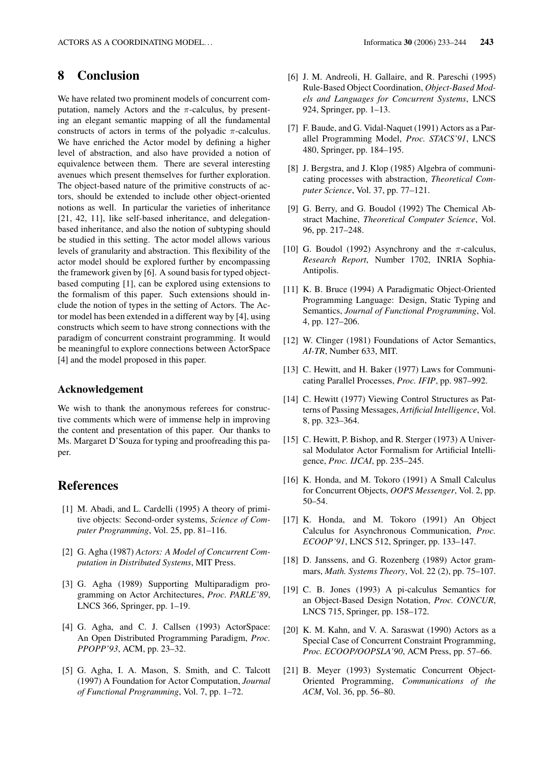# 8 Conclusion

We have related two prominent models of concurrent computation, namely Actors and the $\pi$-calculus, by presenting an elegant semantic mapping of all the fundamental constructs of actors in terms of the polyadic $\pi$-calculus. We have enriched the Actor model by defining a higher level of abstraction, and also have provided a notion of equivalence between them. There are several interesting avenues which present themselves for further exploration. The object-based nature of the primitive constructs of actors, should be extended to include other object-oriented notions as well. In particular the varieties of inheritance [21, 42, 11], like self-based inheritance, and delegation-based inheritance, and also the notion of subtyping should be studied in this setting. The actor model allows various levels of granularity and abstraction. This flexibility of the actor model should be explored further by encompassing the framework given by [6]. A sound basis for typed object-based computing [1], can be explored using extensions to the formalism of this paper. Such extensions should include the notion of types in the setting of Actors. The Actor model has been extended in a different way by [4], using constructs which seem to have strong connections with the paradigm of concurrent constraint programming. It would be meaningful to explore connections between ActorSpace [4] and the model proposed in this paper.

### Acknowledgement

We wish to thank the anonymous referees for constructive comments which were of immense help in improving the content and presentation of this paper. Our thanks to Ms. Margaret D'Souza for typing and proofreading this paper.

# References

[1] M. Abadi, and L. Cardelli (1995) A theory of primitive objects: Second-order systems, *Science of Computer Programming*, Vol. 25, pp. 81–116.

[2] G. Agha (1987) *Actors: A Model of Concurrent Computation in Distributed Systems*, MIT Press.

[3] G. Agha (1989) Supporting Multiparadigm programming on Actor Architectures, *Proc. PARLE'89*, LNCS 366, Springer, pp. 1–19.

[4] G. Agha, and C. J. Callsen (1993) ActorSpace: An Open Distributed Programming Paradigm, *Proc. PPOPP'93*, ACM, pp. 23–32.

[5] G. Agha, I. A. Mason, S. Smith, and C. Talcott (1997) A Foundation for Actor Computation, *Journal of Functional Programming*, Vol. 7, pp. 1–72.

[6] J. M. Andreoli, H. Gallaire, and R. Pareschi (1995) Rule-Based Object Coordination, *Object-Based Models and Languages for Concurrent Systems*, LNCS 924, Springer, pp. 1–13.

[7] F. Baude, and G. Vidal-Naquet (1991) Actors as a Parallel Programming Model, *Proc. STACS'91*, LNCS 480, Springer, pp. 184–195.

[8] J. Bergstra, and J. Klop (1985) Algebra of communicating processes with abstraction, *Theoretical Computer Science*, Vol. 37, pp. 77–121.

[9] G. Berry, and G. Boudol (1992) The Chemical Abstract Machine, *Theoretical Computer Science*, Vol. 96, pp. 217–248.

[10] G. Boudol (1992) Asynchrony and the $\pi$-calculus, *Research Report*, Number 1702, INRIA Sophia-Antipolis.

[11] K. B. Bruce (1994) A Paradigmatic Object-Oriented Programming Language: Design, Static Typing and Semantics, *Journal of Functional Programming*, Vol. 4, pp. 127–206.

[12] W. Clinger (1981) Foundations of Actor Semantics, *AI-TR*, Number 633, MIT.

[13] C. Hewitt, and H. Baker (1977) Laws for Communicating Parallel Processes, *Proc. IFIP*, pp. 987–992.

[14] C. Hewitt (1977) Viewing Control Structures as Patterns of Passing Messages, *Artificial Intelligence*, Vol. 8, pp. 323–364.

[15] C. Hewitt, P. Bishop, and R. Sterger (1973) A Universal Modulator Actor Formalism for Artificial Intelligence, *Proc. IJCAI*, pp. 235–245.

[16] K. Honda, and M. Tokoro (1991) A Small Calculus for Concurrent Objects, *OOPS Messenger*, Vol. 2, pp. 50–54.

[17] K. Honda, and M. Tokoro (1991) An Object Calculus for Asynchronous Communication, *Proc. ECOOP'91*, LNCS 512, Springer, pp. 133–147.

[18] D. Janssens, and G. Rozenberg (1989) Actor grammars, *Math. Systems Theory*, Vol. 22 (2), pp. 75–107.

[19] C. B. Jones (1993) A pi-calculus Semantics for an Object-Based Design Notation, *Proc. CONCUR*, LNCS 715, Springer, pp. 158–172.

[20] K. M. Kahn, and V. A. Saraswat (1990) Actors as a Special Case of Concurrent Constraint Programming, *Proc. ECOOP/OOPSLA'90*, ACM Press, pp. 57–66.

[21] B. Meyer (1993) Systematic Concurrent Object-Oriented Programming, *Communications of the ACM*, Vol. 36, pp. 56–80.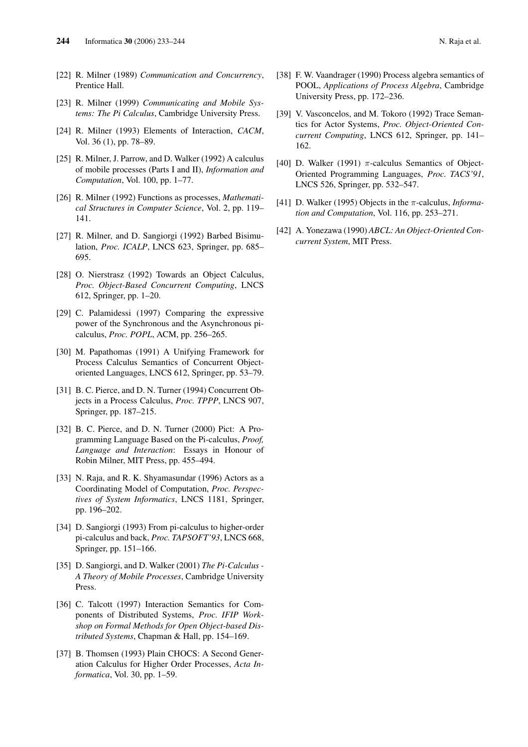[22] R. Milner (1989) *Communication and Concurrency*, Prentice Hall.

[23] R. Milner (1999) *Communicating and Mobile Systems: The Pi Calculus*, Cambridge University Press.

[24] R. Milner (1993) Elements of Interaction, *CACM*, Vol. 36 (1), pp. 78–89.

[25] R. Milner, J. Parrow, and D. Walker (1992) A calculus of mobile processes (Parts I and II), *Information and Computation*, Vol. 100, pp. 1–77.

[26] R. Milner (1992) Functions as processes, *Mathematical Structures in Computer Science*, Vol. 2, pp. 119–141.

[27] R. Milner, and D. Sangiorgi (1992) Barbed Bisimulation, *Proc. ICALP*, LNCS 623, Springer, pp. 685–695.

[28] O. Nierstrasz (1992) Towards an Object Calculus, *Proc. Object-Based Concurrent Computing*, LNCS 612, Springer, pp. 1–20.

[29] C. Palamidessi (1997) Comparing the expressive power of the Synchronous and the Asynchronous pi-calculus, *Proc. POPL*, ACM, pp. 256–265.

[30] M. Papathomas (1991) A Unifying Framework for Process Calculus Semantics of Concurrent Object-oriented Languages, LNCS 612, Springer, pp. 53–79.

[31] B. C. Pierce, and D. N. Turner (1994) Concurrent Objects in a Process Calculus, *Proc. TPPP*, LNCS 907, Springer, pp. 187–215.

[32] B. C. Pierce, and D. N. Turner (2000) Pict: A Programming Language Based on the Pi-calculus, *Proof, Language and Interaction*: Essays in Honour of Robin Milner, MIT Press, pp. 455–494.

[33] N. Raja, and R. K. Shyamasundar (1996) Actors as a Coordinating Model of Computation, *Proc. Perspectives of System Informatics*, LNCS 1181, Springer, pp. 196–202.

[34] D. Sangiorgi (1993) From pi-calculus to higher-order pi-calculus and back, *Proc. TAPSOFT'93*, LNCS 668, Springer, pp. 151–166.

[35] D. Sangiorgi, and D. Walker (2001) *The Pi-Calculus - A Theory of Mobile Processes*, Cambridge University Press.

[36] C. Talcott (1997) Interaction Semantics for Components of Distributed Systems, *Proc. IFIP Workshop on Formal Methods for Open Object-based Distributed Systems*, Chapman & Hall, pp. 154–169.

[37] B. Thomsen (1993) Plain CHOCS: A Second Generation Calculus for Higher Order Processes, *Acta Informatica*, Vol. 30, pp. 1–59.

[38] F. W. Vaandrager (1990) Process algebra semantics of POOL, *Applications of Process Algebra*, Cambridge University Press, pp. 172–236.

[39] V. Vasconcelos, and M. Tokoro (1992) Trace Semantics for Actor Systems, *Proc. Object-Oriented Concurrent Computing*, LNCS 612, Springer, pp. 141–162.

[40] D. Walker (1991) $\pi$-calculus Semantics of Object-Oriented Programming Languages, *Proc. TACS'91*, LNCS 526, Springer, pp. 532–547.

[41] D. Walker (1995) Objects in the $\pi$-calculus, *Information and Computation*, Vol. 116, pp. 253–271.

[42] A. Yonezawa (1990) *ABCL: An Object-Oriented Concurrent System*, MIT Press.